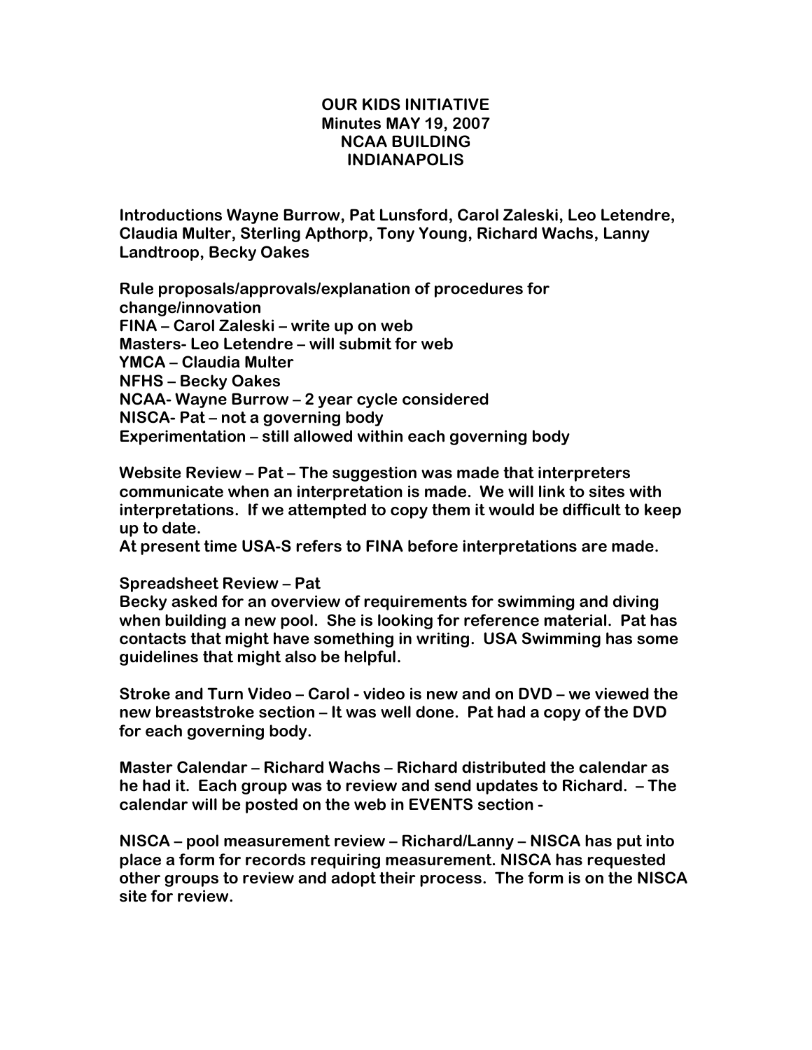# OUR KIDS INITIATIVE
## Minutes MAY 19, 2007
## NCAA BUILDING
## INDIANAPOLIS

**Introductions Wayne Burrow, Pat Lunsford, Carol Zaleski, Leo Letendre, Claudia Multer, Sterling Apthorp, Tony Young, Richard Wachs, Lanny Landtroop, Becky Oakes**

**Rule proposals/approvals/explanation of procedures for change/innovation**
**FINA – Carol Zaleski – write up on web**
**Masters- Leo Letendre – will submit for web**
**YMCA – Claudia Multer**
**NFHS – Becky Oakes**
**NCAA- Wayne Burrow – 2 year cycle considered**
**NISCA- Pat – not a governing body**
**Experimentation – still allowed within each governing body**

**Website Review – Pat – The suggestion was made that interpreters communicate when an interpretation is made. We will link to sites with interpretations. If we attempted to copy them it would be difficult to keep up to date.**
**At present time USA-S refers to FINA before interpretations are made.**

**Spreadsheet Review – Pat**
**Becky asked for an overview of requirements for swimming and diving when building a new pool. She is looking for reference material. Pat has contacts that might have something in writing. USA Swimming has some guidelines that might also be helpful.**

**Stroke and Turn Video – Carol - video is new and on DVD – we viewed the new breaststroke section – It was well done. Pat had a copy of the DVD for each governing body.**

**Master Calendar – Richard Wachs – Richard distributed the calendar as he had it. Each group was to review and send updates to Richard. – The calendar will be posted on the web in EVENTS section -**

**NISCA – pool measurement review – Richard/Lanny – NISCA has put into place a form for records requiring measurement. NISCA has requested other groups to review and adopt their process. The form is on the NISCA site for review.**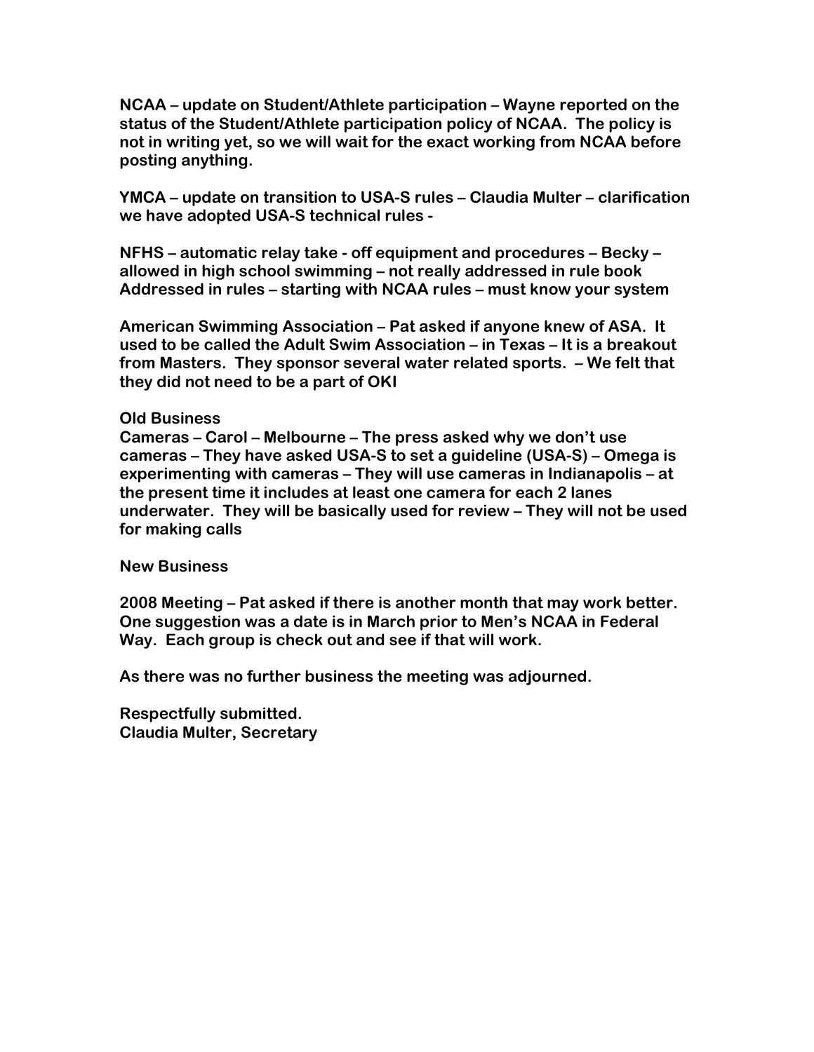**NCAA – update on Student/Athlete participation – Wayne reported on the status of the Student/Athlete participation policy of NCAA. The policy is not in writing yet, so we will wait for the exact working from NCAA before posting anything.**

**YMCA – update on transition to USA-S rules – Claudia Multer – clarification we have adopted USA-S technical rules -**

**NFHS – automatic relay take - off equipment and procedures – Becky – allowed in high school swimming – not really addressed in rule book Addressed in rules – starting with NCAA rules – must know your system**

**American Swimming Association – Pat asked if anyone knew of ASA. It used to be called the Adult Swim Association – in Texas – It is a breakout from Masters. They sponsor several water related sports. – We felt that they did not need to be a part of OKI**

**Old Business**
**Cameras – Carol – Melbourne – The press asked why we don't use cameras – They have asked USA-S to set a guideline (USA-S) – Omega is experimenting with cameras – They will use cameras in Indianapolis – at the present time it includes at least one camera for each 2 lanes underwater. They will be basically used for review – They will not be used for making calls**

**New Business**

**2008 Meeting – Pat asked if there is another month that may work better. One suggestion was a date is in March prior to Men's NCAA in Federal Way. Each group is check out and see if that will work.**

**As there was no further business the meeting was adjourned.**

**Respectfully submitted.**
**Claudia Multer, Secretary**